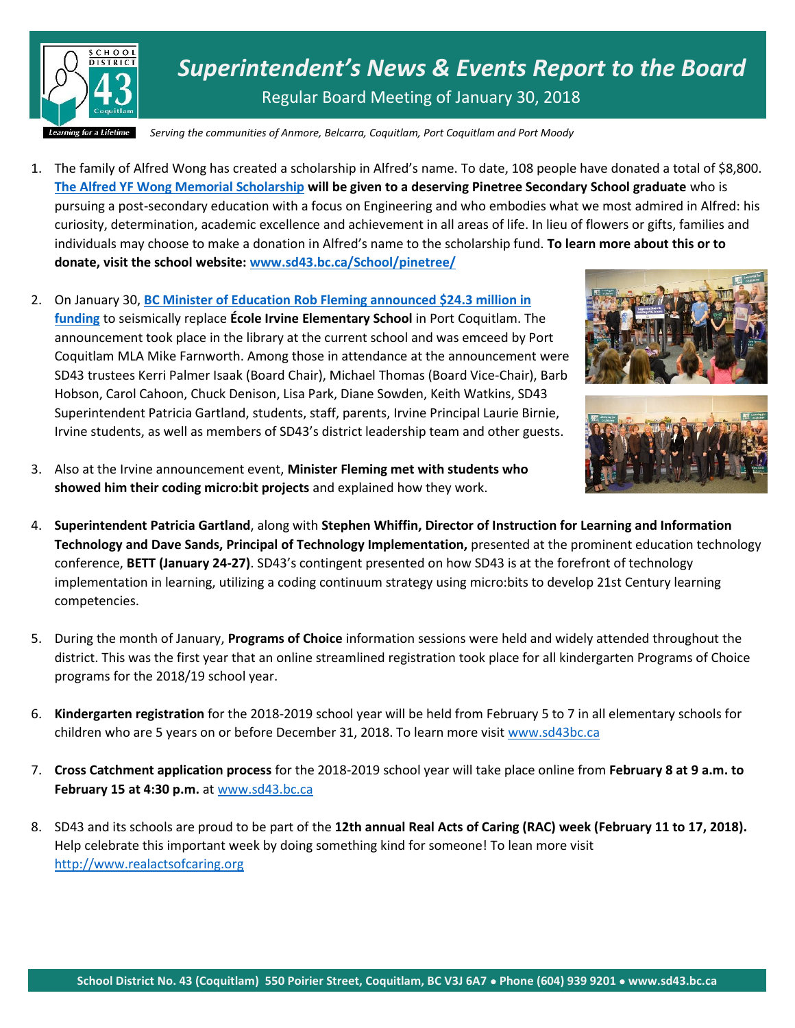# *Superintendent's News & Events Report to the Board*

Regular Board Meeting of January 30, 2018

*Serving the communities of Anmore, Belcarra, Coquitlam, Port Coquitlam and Port Moody*

1. The family of Alfred Wong has created a scholarship in Alfred's name. To date, 108 people have donated a total of $8,800. **The Alfred YF Wong Memorial Scholarship will be given to a deserving Pinetree Secondary School graduate** who is pursuing a post-secondary education with a focus on Engineering and who embodies what we most admired in Alfred: his curiosity, determination, academic excellence and achievement in all areas of life. In lieu of flowers or gifts, families and individuals may choose to make a donation in Alfred's name to the scholarship fund. **To learn more about this or to donate, visit the school website: www.sd43.bc.ca/School/pinetree/**

2. On January 30, **BC Minister of Education Rob Fleming announced $24.3 million in funding** to seismically replace **École Irvine Elementary School** in Port Coquitlam. The announcement took place in the library at the current school and was emceed by Port Coquitlam MLA Mike Farnworth. Among those in attendance at the announcement were SD43 trustees Kerri Palmer Isaak (Board Chair), Michael Thomas (Board Vice-Chair), Barb Hobson, Carol Cahoon, Chuck Denison, Lisa Park, Diane Sowden, Keith Watkins, SD43 Superintendent Patricia Gartland, students, staff, parents, Irvine Principal Laurie Birnie, Irvine students, as well as members of SD43's district leadership team and other guests.

3. Also at the Irvine announcement event, **Minister Fleming met with students who showed him their coding micro:bit projects** and explained how they work.

4. **Superintendent Patricia Gartland**, along with **Stephen Whiffin, Director of Instruction for Learning and Information Technology and Dave Sands, Principal of Technology Implementation,** presented at the prominent education technology conference, **BETT (January 24-27)**. SD43's contingent presented on how SD43 is at the forefront of technology implementation in learning, utilizing a coding continuum strategy using micro:bits to develop 21st Century learning competencies.

5. During the month of January, **Programs of Choice** information sessions were held and widely attended throughout the district. This was the first year that an online streamlined registration took place for all kindergarten Programs of Choice programs for the 2018/19 school year.

6. **Kindergarten registration** for the 2018-2019 school year will be held from February 5 to 7 in all elementary schools for children who are 5 years on or before December 31, 2018. To learn more visit www.sd43bc.ca

7. **Cross Catchment application process** for the 2018-2019 school year will take place online from **February 8 at 9 a.m. to February 15 at 4:30 p.m.** at www.sd43.bc.ca

8. SD43 and its schools are proud to be part of the **12th annual Real Acts of Caring (RAC) week (February 11 to 17, 2018).** Help celebrate this important week by doing something kind for someone! To lean more visit http://www.realactsofcaring.org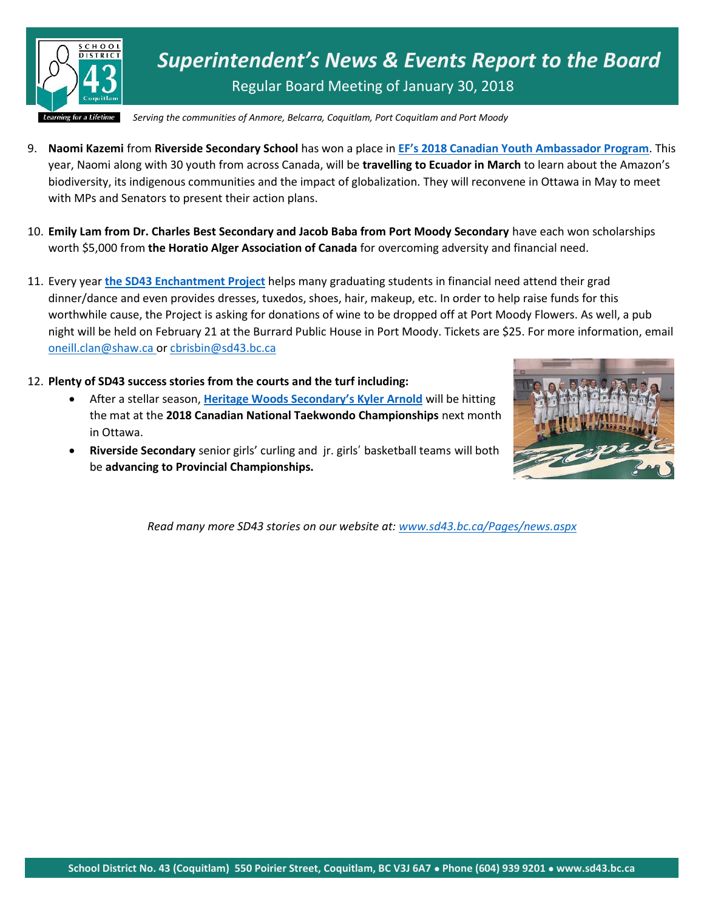9. **Naomi Kazemi** from **Riverside Secondary School** has won a place in **EF's 2018 Canadian Youth Ambassador Program**. This year, Naomi along with 30 youth from across Canada, will be **travelling to Ecuador in March** to learn about the Amazon's biodiversity, its indigenous communities and the impact of globalization. They will reconvene in Ottawa in May to meet with MPs and Senators to present their action plans.

10. **Emily Lam from Dr. Charles Best Secondary and Jacob Baba from Port Moody Secondary** have each won scholarships worth $5,000 from **the Horatio Alger Association of Canada** for overcoming adversity and financial need.

11. Every year **the SD43 Enchantment Project** helps many graduating students in financial need attend their grad dinner/dance and even provides dresses, tuxedos, shoes, hair, makeup, etc. In order to help raise funds for this worthwhile cause, the Project is asking for donations of wine to be dropped off at Port Moody Flowers. As well, a pub night will be held on February 21 at the Burrard Public House in Port Moody. Tickets are $25. For more information, email oneill.clan@shaw.ca or cbrisbin@sd43.bc.ca

12. **Plenty of SD43 success stories from the courts and the turf including:**
    - After a stellar season, **Heritage Woods Secondary's Kyler Arnold** will be hitting the mat at the **2018 Canadian National Taekwondo Championships** next month in Ottawa.
    - **Riverside Secondary** senior girls' curling and jr. girls' basketball teams will both be **advancing to Provincial Championships.**

*Read many more SD43 stories on our website at: www.sd43.bc.ca/Pages/news.aspx*